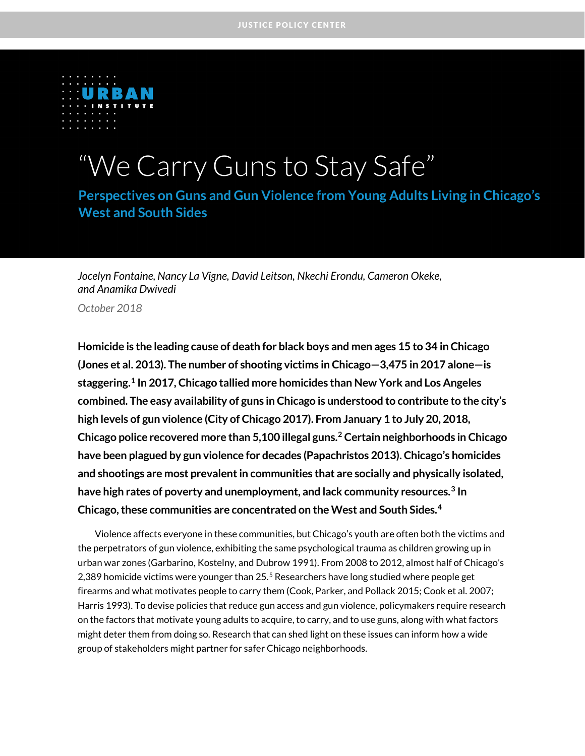JUSTICE POLICY CENTER

URBAN INSTITUTE

# "We Carry Guns to Stay Safe"

## Perspectives on Guns and Gun Violence from Young Adults Living in Chicago's West and South Sides

*Jocelyn Fontaine, Nancy La Vigne, David Leitson, Nkechi Erondu, Cameron Okeke, and Anamika Dwivedi*

*October 2018*

**Homicide is the leading cause of death for black boys and men ages 15 to 34 in Chicago (Jones et al. 2013). The number of shooting victims in Chicago—3,475 in 2017 alone—is staggering.[1] In 2017, Chicago tallied more homicides than New York and Los Angeles combined. The easy availability of guns in Chicago is understood to contribute to the city's high levels of gun violence (City of Chicago 2017). From January 1 to July 20, 2018, Chicago police recovered more than 5,100 illegal guns.[2] Certain neighborhoods in Chicago have been plagued by gun violence for decades (Papachristos 2013). Chicago's homicides and shootings are most prevalent in communities that are socially and physically isolated, have high rates of poverty and unemployment, and lack community resources.[3] In Chicago, these communities are concentrated on the West and South Sides.[4]**

Violence affects everyone in these communities, but Chicago's youth are often both the victims and the perpetrators of gun violence, exhibiting the same psychological trauma as children growing up in urban war zones (Garbarino, Kostelny, and Dubrow 1991). From 2008 to 2012, almost half of Chicago's 2,389 homicide victims were younger than 25.[5] Researchers have long studied where people get firearms and what motivates people to carry them (Cook, Parker, and Pollack 2015; Cook et al. 2007; Harris 1993). To devise policies that reduce gun access and gun violence, policymakers require research on the factors that motivate young adults to acquire, to carry, and to use guns, along with what factors might deter them from doing so. Research that can shed light on these issues can inform how a wide group of stakeholders might partner for safer Chicago neighborhoods.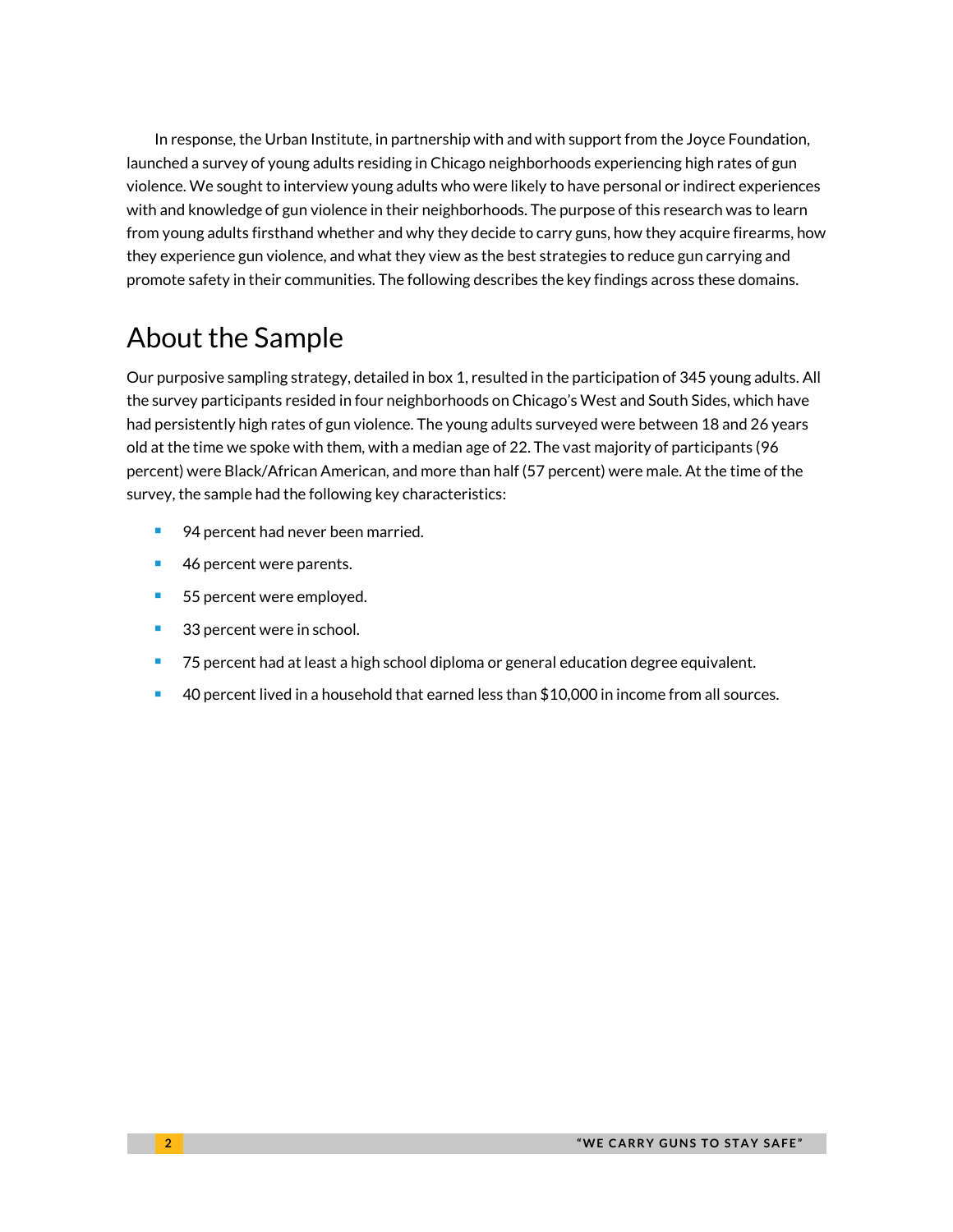In response, the Urban Institute, in partnership with and with support from the Joyce Foundation, launched a survey of young adults residing in Chicago neighborhoods experiencing high rates of gun violence. We sought to interview young adults who were likely to have personal or indirect experiences with and knowledge of gun violence in their neighborhoods. The purpose of this research was to learn from young adults firsthand whether and why they decide to carry guns, how they acquire firearms, how they experience gun violence, and what they view as the best strategies to reduce gun carrying and promote safety in their communities. The following describes the key findings across these domains.

## About the Sample

Our purposive sampling strategy, detailed in box 1, resulted in the participation of 345 young adults. All the survey participants resided in four neighborhoods on Chicago's West and South Sides, which have had persistently high rates of gun violence. The young adults surveyed were between 18 and 26 years old at the time we spoke with them, with a median age of 22. The vast majority of participants (96 percent) were Black/African American, and more than half (57 percent) were male. At the time of the survey, the sample had the following key characteristics:

- 94 percent had never been married.
- 46 percent were parents.
- 55 percent were employed.
- 33 percent were in school.
- 75 percent had at least a high school diploma or general education degree equivalent.
- 40 percent lived in a household that earned less than $10,000 in income from all sources.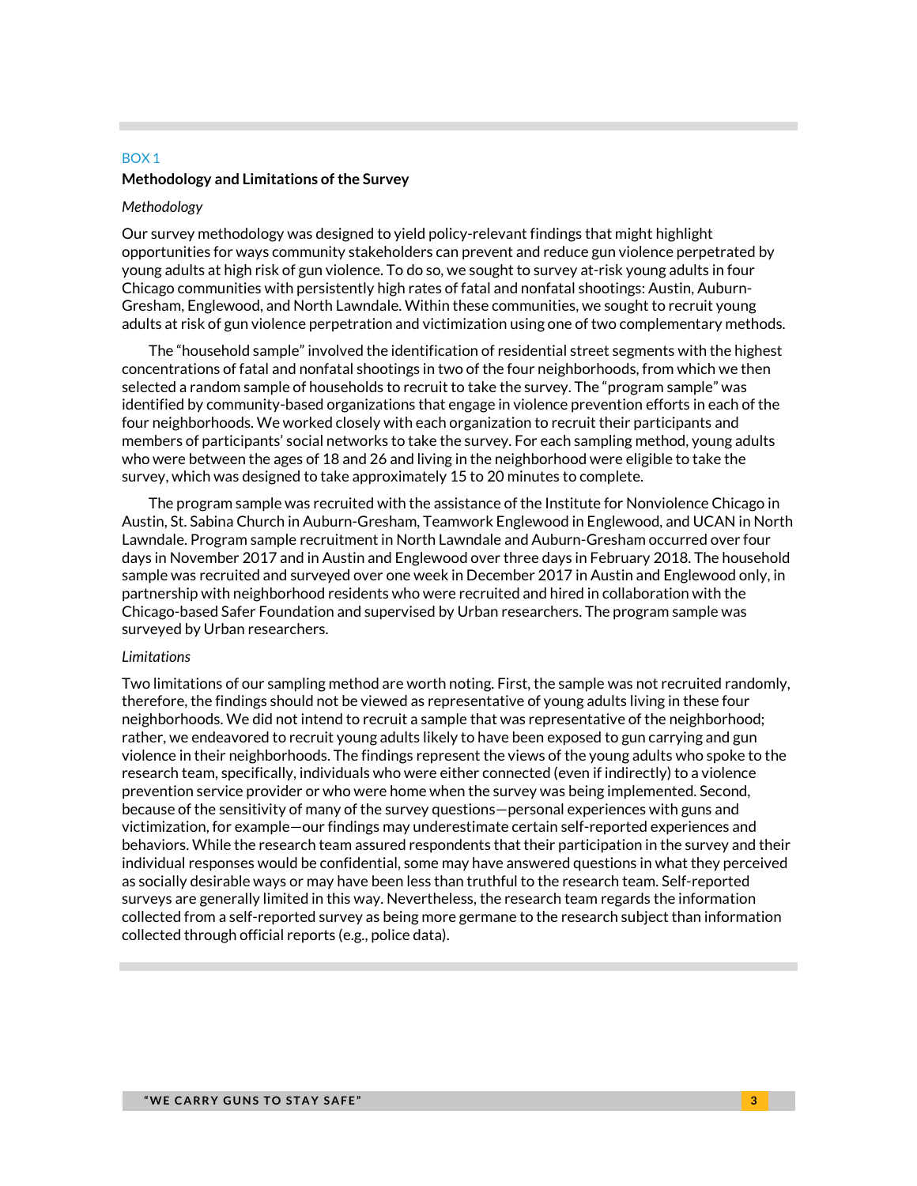BOX 1

**Methodology and Limitations of the Survey**

*Methodology*

Our survey methodology was designed to yield policy-relevant findings that might highlight opportunities for ways community stakeholders can prevent and reduce gun violence perpetrated by young adults at high risk of gun violence. To do so, we sought to survey at-risk young adults in four Chicago communities with persistently high rates of fatal and nonfatal shootings: Austin, Auburn-Gresham, Englewood, and North Lawndale. Within these communities, we sought to recruit young adults at risk of gun violence perpetration and victimization using one of two complementary methods.

The "household sample" involved the identification of residential street segments with the highest concentrations of fatal and nonfatal shootings in two of the four neighborhoods, from which we then selected a random sample of households to recruit to take the survey. The "program sample" was identified by community-based organizations that engage in violence prevention efforts in each of the four neighborhoods. We worked closely with each organization to recruit their participants and members of participants' social networks to take the survey. For each sampling method, young adults who were between the ages of 18 and 26 and living in the neighborhood were eligible to take the survey, which was designed to take approximately 15 to 20 minutes to complete.

The program sample was recruited with the assistance of the Institute for Nonviolence Chicago in Austin, St. Sabina Church in Auburn-Gresham, Teamwork Englewood in Englewood, and UCAN in North Lawndale. Program sample recruitment in North Lawndale and Auburn-Gresham occurred over four days in November 2017 and in Austin and Englewood over three days in February 2018. The household sample was recruited and surveyed over one week in December 2017 in Austin and Englewood only, in partnership with neighborhood residents who were recruited and hired in collaboration with the Chicago-based Safer Foundation and supervised by Urban researchers. The program sample was surveyed by Urban researchers.

*Limitations*

Two limitations of our sampling method are worth noting. First, the sample was not recruited randomly, therefore, the findings should not be viewed as representative of young adults living in these four neighborhoods. We did not intend to recruit a sample that was representative of the neighborhood; rather, we endeavored to recruit young adults likely to have been exposed to gun carrying and gun violence in their neighborhoods. The findings represent the views of the young adults who spoke to the research team, specifically, individuals who were either connected (even if indirectly) to a violence prevention service provider or who were home when the survey was being implemented. Second, because of the sensitivity of many of the survey questions—personal experiences with guns and victimization, for example—our findings may underestimate certain self-reported experiences and behaviors. While the research team assured respondents that their participation in the survey and their individual responses would be confidential, some may have answered questions in what they perceived as socially desirable ways or may have been less than truthful to the research team. Self-reported surveys are generally limited in this way. Nevertheless, the research team regards the information collected from a self-reported survey as being more germane to the research subject than information collected through official reports (e.g., police data).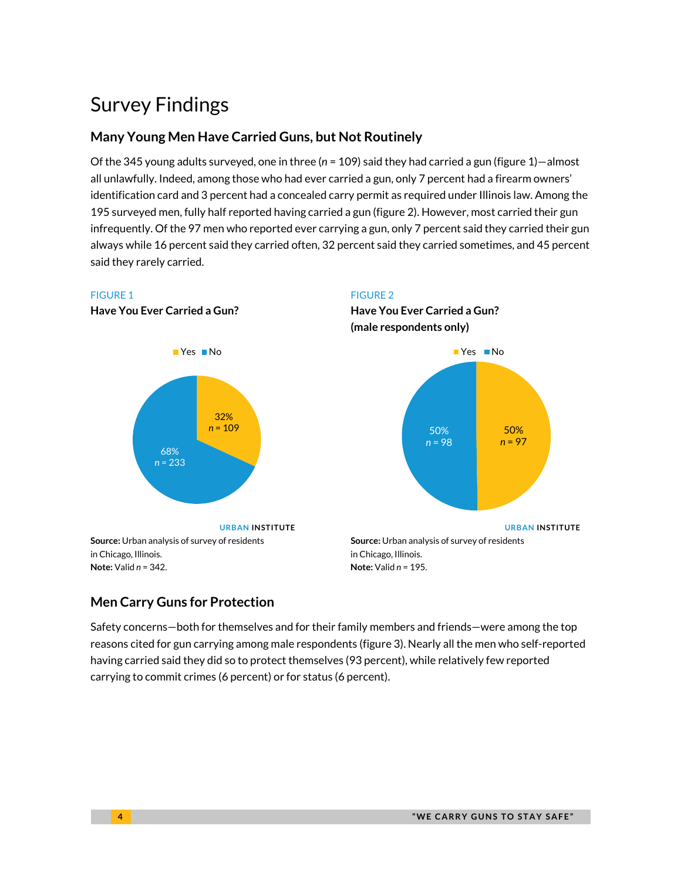# Survey Findings

## Many Young Men Have Carried Guns, but Not Routinely

Of the 345 young adults surveyed, one in three (*n* = 109) said they had carried a gun (figure 1)—almost all unlawfully. Indeed, among those who had ever carried a gun, only 7 percent had a firearm owners' identification card and 3 percent had a concealed carry permit as required under Illinois law. Among the 195 surveyed men, fully half reported having carried a gun (figure 2). However, most carried their gun infrequently. Of the 97 men who reported ever carrying a gun, only 7 percent said they carried their gun always while 16 percent said they carried often, 32 percent said they carried sometimes, and 45 percent said they rarely carried.

FIGURE 1

**Have You Ever Carried a Gun?**

Yes: 32%, *n* = 109
No: 68%, *n* = 233

URBAN INSTITUTE

**Source:** Urban analysis of survey of residents in Chicago, Illinois.
**Note:** Valid *n* = 342.

FIGURE 2

**Have You Ever Carried a Gun? (male respondents only)**

Yes: 50%, *n* = 97
No: 50%, *n* = 98

URBAN INSTITUTE

**Source:** Urban analysis of survey of residents in Chicago, Illinois.
**Note:** Valid *n* = 195.

## Men Carry Guns for Protection

Safety concerns—both for themselves and for their family members and friends—were among the top reasons cited for gun carrying among male respondents (figure 3). Nearly all the men who self-reported having carried said they did so to protect themselves (93 percent), while relatively few reported carrying to commit crimes (6 percent) or for status (6 percent).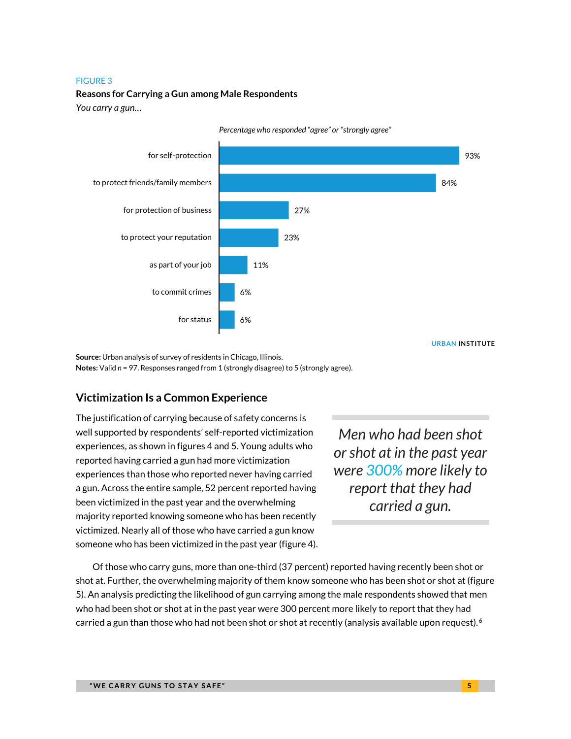FIGURE 3

**Reasons for Carrying a Gun among Male Respondents**

*You carry a gun…*

*Percentage who responded "agree" or "strongly agree"*

| Reason | Percentage |
| --- | --- |
| for self-protection | 93% |
| to protect friends/family members | 84% |
| for protection of business | 27% |
| to protect your reputation | 23% |
| as part of your job | 11% |
| to commit crimes | 6% |
| for status | 6% |

URBAN INSTITUTE

**Source:** Urban analysis of survey of residents in Chicago, Illinois.
**Notes:** Valid *n* = 97. Responses ranged from 1 (strongly disagree) to 5 (strongly agree).

## Victimization Is a Common Experience

The justification of carrying because of safety concerns is well supported by respondents' self-reported victimization experiences, as shown in figures 4 and 5. Young adults who reported having carried a gun had more victimization experiences than those who reported never having carried a gun. Across the entire sample, 52 percent reported having been victimized in the past year and the overwhelming majority reported knowing someone who has been recently victimized. Nearly all of those who have carried a gun know someone who has been victimized in the past year (figure 4).

> *Men who had been shot or shot at in the past year were 300% more likely to report that they had carried a gun.*

Of those who carry guns, more than one-third (37 percent) reported having recently been shot or shot at. Further, the overwhelming majority of them know someone who has been shot or shot at (figure 5). An analysis predicting the likelihood of gun carrying among the male respondents showed that men who had been shot or shot at in the past year were 300 percent more likely to report that they had carried a gun than those who had not been shot or shot at recently (analysis available upon request).[6]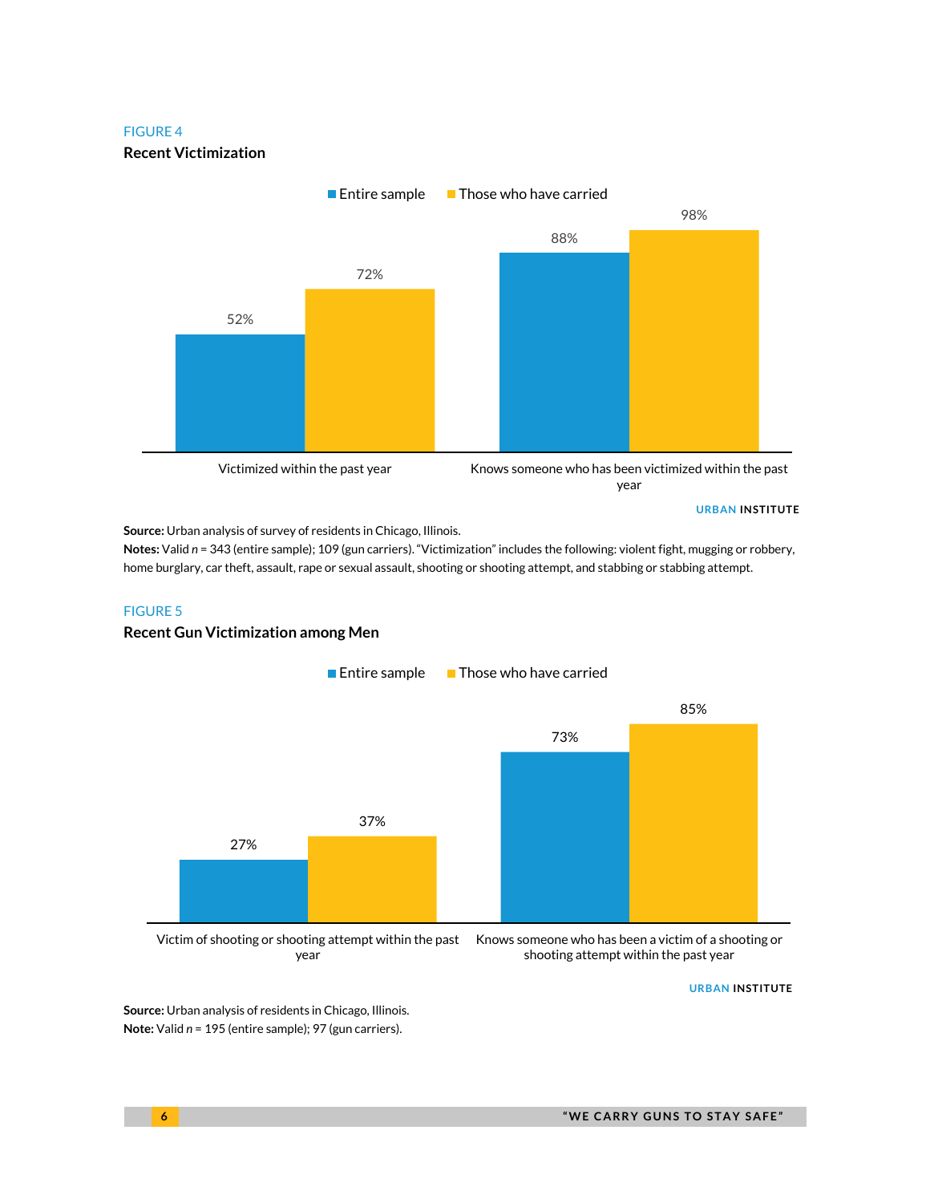FIGURE 4

**Recent Victimization**

| | Entire sample | Those who have carried |
|---|---|---|
| Victimized within the past year | 52% | 72% |
| Knows someone who has been victimized within the past year | 88% | 98% |

URBAN INSTITUTE

**Source:** Urban analysis of survey of residents in Chicago, Illinois.
**Notes:** Valid *n* = 343 (entire sample); 109 (gun carriers). "Victimization" includes the following: violent fight, mugging or robbery, home burglary, car theft, assault, rape or sexual assault, shooting or shooting attempt, and stabbing or stabbing attempt.

FIGURE 5

**Recent Gun Victimization among Men**

| | Entire sample | Those who have carried |
|---|---|---|
| Victim of shooting or shooting attempt within the past year | 27% | 37% |
| Knows someone who has been a victim of a shooting or shooting attempt within the past year | 73% | 85% |

URBAN INSTITUTE

**Source:** Urban analysis of residents in Chicago, Illinois.
**Note:** Valid *n* = 195 (entire sample); 97 (gun carriers).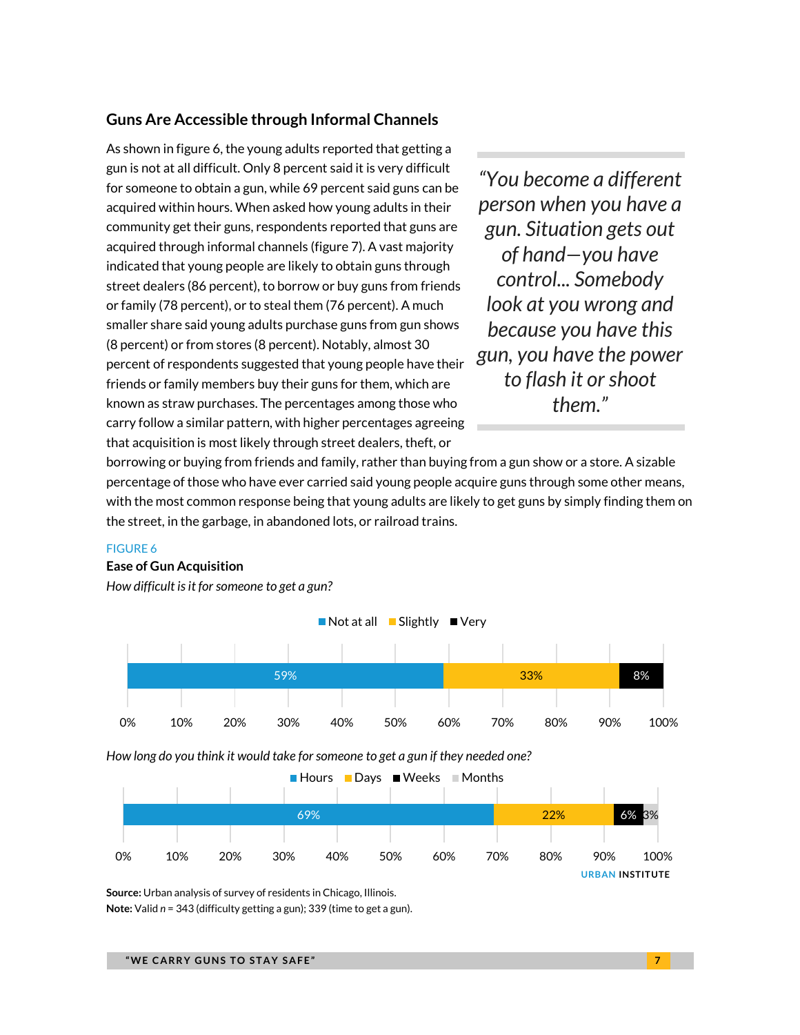## Guns Are Accessible through Informal Channels

As shown in figure 6, the young adults reported that getting a gun is not at all difficult. Only 8 percent said it is very difficult for someone to obtain a gun, while 69 percent said guns can be acquired within hours. When asked how young adults in their community get their guns, respondents reported that guns are acquired through informal channels (figure 7). A vast majority indicated that young people are likely to obtain guns through street dealers (86 percent), to borrow or buy guns from friends or family (78 percent), or to steal them (76 percent). A much smaller share said young adults purchase guns from gun shows (8 percent) or from stores (8 percent). Notably, almost 30 percent of respondents suggested that young people have their friends or family members buy their guns for them, which are known as straw purchases. The percentages among those who carry follow a similar pattern, with higher percentages agreeing that acquisition is most likely through street dealers, theft, or borrowing or buying from friends and family, rather than buying from a gun show or a store. A sizable percentage of those who have ever carried said young people acquire guns through some other means, with the most common response being that young adults are likely to get guns by simply finding them on the street, in the garbage, in abandoned lots, or railroad trains.

> *"You become a different person when you have a gun. Situation gets out of hand—you have control... Somebody look at you wrong and because you have this gun, you have the power to flash it or shoot them."*

FIGURE 6

**Ease of Gun Acquisition**

*How difficult is it for someone to get a gun?*

| Not at all | Slightly | Very |
|---|---|---|
| 59% | 33% | 8% |

*How long do you think it would take for someone to get a gun if they needed one?*

| Hours | Days | Weeks | Months |
|---|---|---|---|
| 69% | 22% | 6% | 3% |

URBAN INSTITUTE

**Source:** Urban analysis of survey of residents in Chicago, Illinois.
**Note:** Valid *n* = 343 (difficulty getting a gun); 339 (time to get a gun).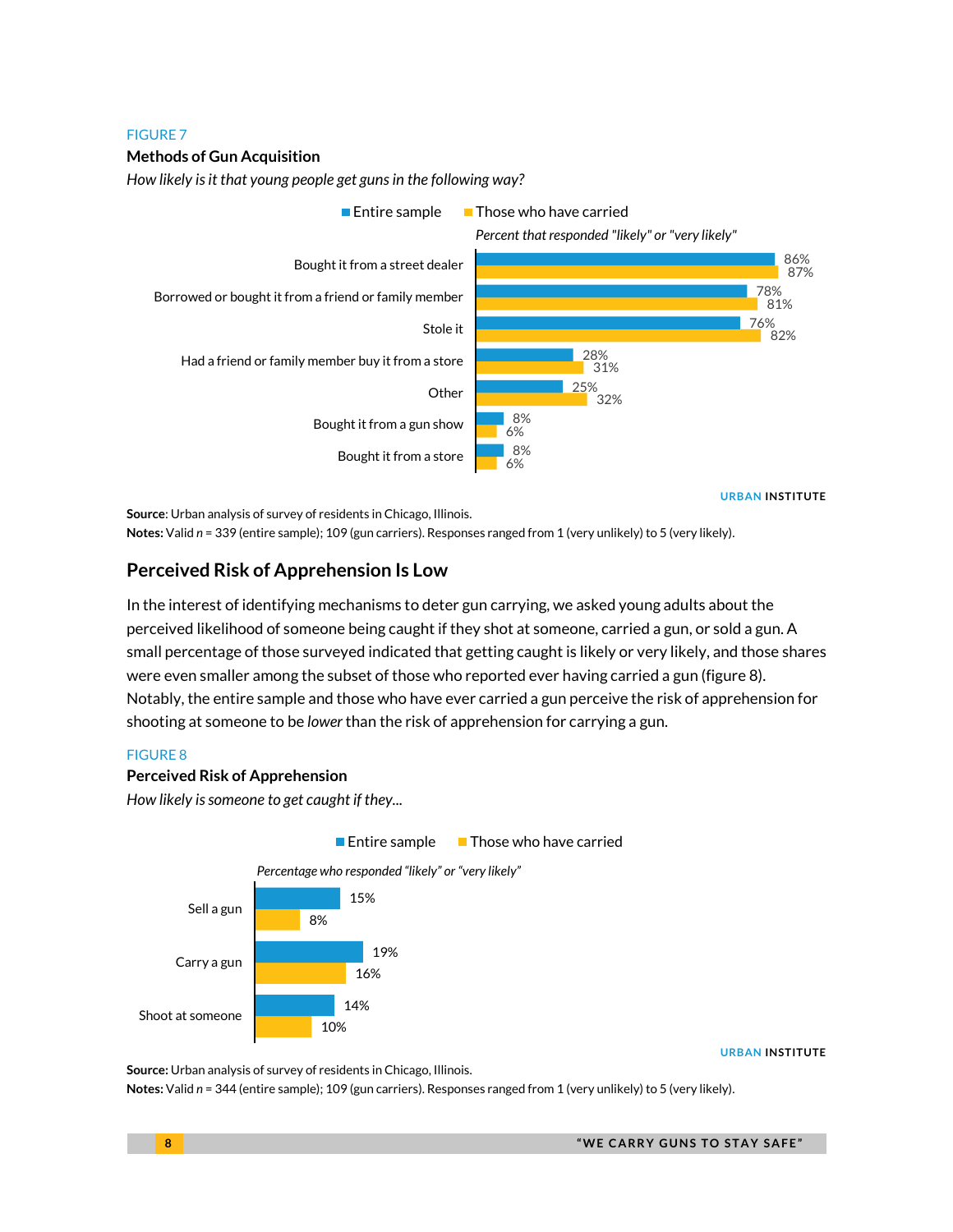FIGURE 7

**Methods of Gun Acquisition**

*How likely is it that young people get guns in the following way?*

*Percent that responded "likely" or "very likely"*

| | Entire sample | Those who have carried |
|---|---|---|
| Bought it from a street dealer | 86% | 87% |
| Borrowed or bought it from a friend or family member | 78% | 81% |
| Stole it | 76% | 82% |
| Had a friend or family member buy it from a store | 28% | 31% |
| Other | 25% | 32% |
| Bought it from a gun show | 8% | 6% |
| Bought it from a store | 8% | 6% |

URBAN INSTITUTE

**Source**: Urban analysis of survey of residents in Chicago, Illinois.

**Notes:** Valid *n* = 339 (entire sample); 109 (gun carriers). Responses ranged from 1 (very unlikely) to 5 (very likely).

## Perceived Risk of Apprehension Is Low

In the interest of identifying mechanisms to deter gun carrying, we asked young adults about the perceived likelihood of someone being caught if they shot at someone, carried a gun, or sold a gun. A small percentage of those surveyed indicated that getting caught is likely or very likely, and those shares were even smaller among the subset of those who reported ever having carried a gun (figure 8). Notably, the entire sample and those who have ever carried a gun perceive the risk of apprehension for shooting at someone to be *lower* than the risk of apprehension for carrying a gun.

FIGURE 8

**Perceived Risk of Apprehension**

*How likely is someone to get caught if they...*

*Percentage who responded "likely" or "very likely"*

| | Entire sample | Those who have carried |
|---|---|---|
| Sell a gun | 15% | 8% |
| Carry a gun | 19% | 16% |
| Shoot at someone | 14% | 10% |

URBAN INSTITUTE

**Source:** Urban analysis of survey of residents in Chicago, Illinois.

**Notes:** Valid *n* = 344 (entire sample); 109 (gun carriers). Responses ranged from 1 (very unlikely) to 5 (very likely).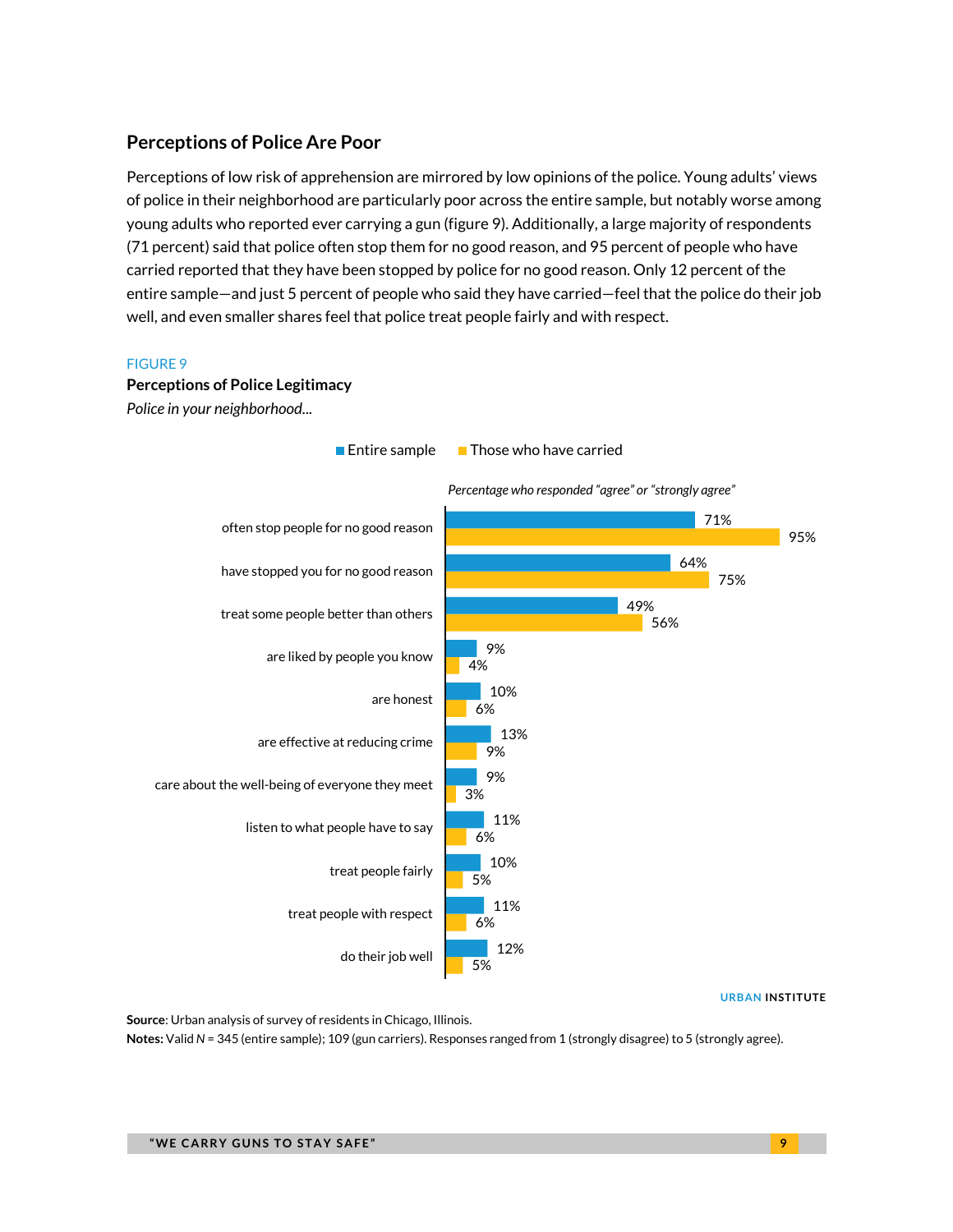## Perceptions of Police Are Poor

Perceptions of low risk of apprehension are mirrored by low opinions of the police. Young adults' views of police in their neighborhood are particularly poor across the entire sample, but notably worse among young adults who reported ever carrying a gun (figure 9). Additionally, a large majority of respondents (71 percent) said that police often stop them for no good reason, and 95 percent of people who have carried reported that they have been stopped by police for no good reason. Only 12 percent of the entire sample—and just 5 percent of people who said they have carried—feel that the police do their job well, and even smaller shares feel that police treat people fairly and with respect.

FIGURE 9

**Perceptions of Police Legitimacy**

*Police in your neighborhood...*

*Percentage who responded "agree" or "strongly agree"*

| Police in your neighborhood... | Entire sample | Those who have carried |
|---|---|---|
| often stop people for no good reason | 71% | 95% |
| have stopped you for no good reason | 64% | 75% |
| treat some people better than others | 49% | 56% |
| are liked by people you know | 9% | 4% |
| are honest | 10% | 6% |
| are effective at reducing crime | 13% | 9% |
| care about the well-being of everyone they meet | 9% | 3% |
| listen to what people have to say | 11% | 6% |
| treat people fairly | 10% | 5% |
| treat people with respect | 11% | 6% |
| do their job well | 12% | 5% |

URBAN INSTITUTE

**Source**: Urban analysis of survey of residents in Chicago, Illinois.

**Notes:** Valid *N* = 345 (entire sample); 109 (gun carriers). Responses ranged from 1 (strongly disagree) to 5 (strongly agree).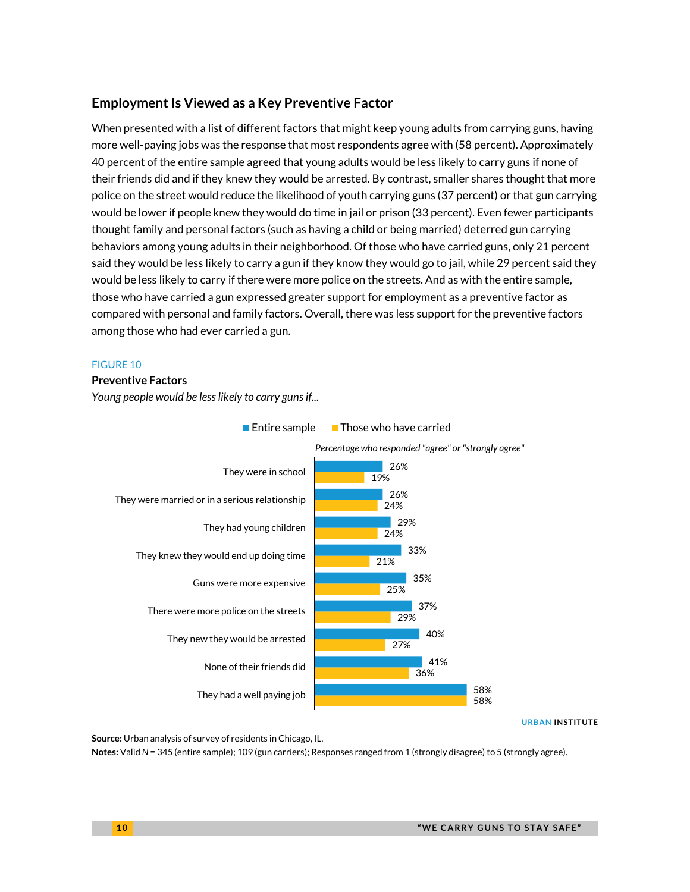## Employment Is Viewed as a Key Preventive Factor

When presented with a list of different factors that might keep young adults from carrying guns, having more well-paying jobs was the response that most respondents agree with (58 percent). Approximately 40 percent of the entire sample agreed that young adults would be less likely to carry guns if none of their friends did and if they knew they would be arrested. By contrast, smaller shares thought that more police on the street would reduce the likelihood of youth carrying guns (37 percent) or that gun carrying would be lower if people knew they would do time in jail or prison (33 percent). Even fewer participants thought family and personal factors (such as having a child or being married) deterred gun carrying behaviors among young adults in their neighborhood. Of those who have carried guns, only 21 percent said they would be less likely to carry a gun if they know they would go to jail, while 29 percent said they would be less likely to carry if there were more police on the streets. And as with the entire sample, those who have carried a gun expressed greater support for employment as a preventive factor as compared with personal and family factors. Overall, there was less support for the preventive factors among those who had ever carried a gun.

FIGURE 10

**Preventive Factors**

*Young people would be less likely to carry guns if...*

*Percentage who responded "agree" or "strongly agree"*

| | Entire sample | Those who have carried |
|---|---|---|
| They were in school | 26% | 19% |
| They were married or in a serious relationship | 26% | 24% |
| They had young children | 29% | 24% |
| They knew they would end up doing time | 33% | 21% |
| Guns were more expensive | 35% | 25% |
| There were more police on the streets | 37% | 29% |
| They new they would be arrested | 40% | 27% |
| None of their friends did | 41% | 36% |
| They had a well paying job | 58% | 58% |

URBAN INSTITUTE

**Source:** Urban analysis of survey of residents in Chicago, IL.

**Notes:** Valid *N* = 345 (entire sample); 109 (gun carriers); Responses ranged from 1 (strongly disagree) to 5 (strongly agree).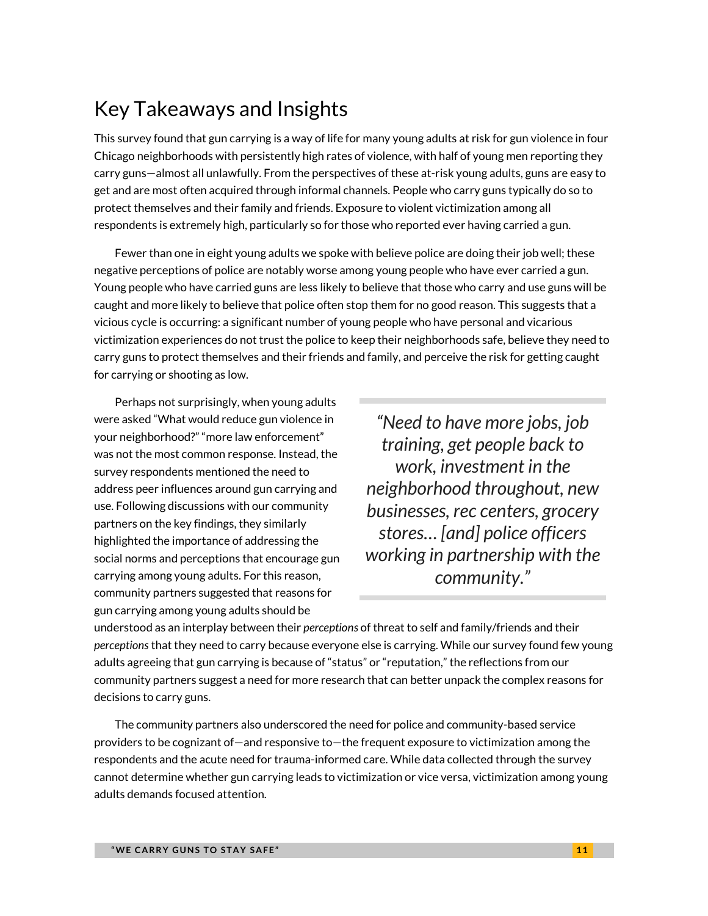## Key Takeaways and Insights

This survey found that gun carrying is a way of life for many young adults at risk for gun violence in four Chicago neighborhoods with persistently high rates of violence, with half of young men reporting they carry guns—almost all unlawfully. From the perspectives of these at-risk young adults, guns are easy to get and are most often acquired through informal channels. People who carry guns typically do so to protect themselves and their family and friends. Exposure to violent victimization among all respondents is extremely high, particularly so for those who reported ever having carried a gun.

Fewer than one in eight young adults we spoke with believe police are doing their job well; these negative perceptions of police are notably worse among young people who have ever carried a gun. Young people who have carried guns are less likely to believe that those who carry and use guns will be caught and more likely to believe that police often stop them for no good reason. This suggests that a vicious cycle is occurring: a significant number of young people who have personal and vicarious victimization experiences do not trust the police to keep their neighborhoods safe, believe they need to carry guns to protect themselves and their friends and family, and perceive the risk for getting caught for carrying or shooting as low.

> *"Need to have more jobs, job training, get people back to work, investment in the neighborhood throughout, new businesses, rec centers, grocery stores… [and] police officers working in partnership with the community."*

Perhaps not surprisingly, when young adults were asked "What would reduce gun violence in your neighborhood?" "more law enforcement" was not the most common response. Instead, the survey respondents mentioned the need to address peer influences around gun carrying and use. Following discussions with our community partners on the key findings, they similarly highlighted the importance of addressing the social norms and perceptions that encourage gun carrying among young adults. For this reason, community partners suggested that reasons for gun carrying among young adults should be understood as an interplay between their *perceptions* of threat to self and family/friends and their *perceptions* that they need to carry because everyone else is carrying. While our survey found few young adults agreeing that gun carrying is because of "status" or "reputation," the reflections from our community partners suggest a need for more research that can better unpack the complex reasons for decisions to carry guns.

The community partners also underscored the need for police and community-based service providers to be cognizant of—and responsive to—the frequent exposure to victimization among the respondents and the acute need for trauma-informed care. While data collected through the survey cannot determine whether gun carrying leads to victimization or vice versa, victimization among young adults demands focused attention.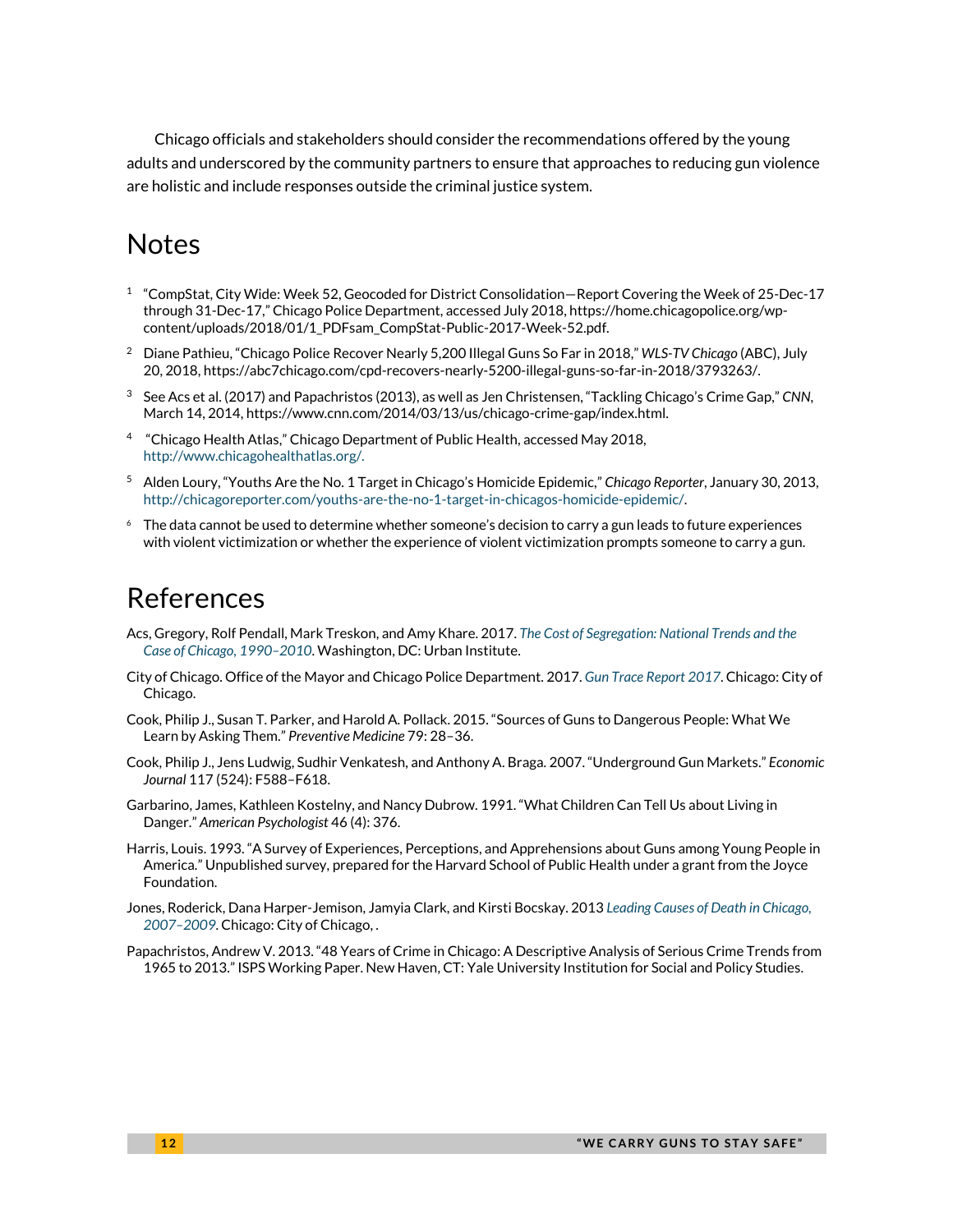Chicago officials and stakeholders should consider the recommendations offered by the young adults and underscored by the community partners to ensure that approaches to reducing gun violence are holistic and include responses outside the criminal justice system.

# Notes

1. "CompStat, City Wide: Week 52, Geocoded for District Consolidation—Report Covering the Week of 25-Dec-17 through 31-Dec-17," Chicago Police Department, accessed July 2018, https://home.chicagopolice.org/wp-content/uploads/2018/01/1_PDFsam_CompStat-Public-2017-Week-52.pdf.
2. Diane Pathieu, "Chicago Police Recover Nearly 5,200 Illegal Guns So Far in 2018," *WLS-TV Chicago* (ABC), July 20, 2018, https://abc7chicago.com/cpd-recovers-nearly-5200-illegal-guns-so-far-in-2018/3793263/.
3. See Acs et al. (2017) and Papachristos (2013), as well as Jen Christensen, "Tackling Chicago's Crime Gap," *CNN*, March 14, 2014, https://www.cnn.com/2014/03/13/us/chicago-crime-gap/index.html.
4. "Chicago Health Atlas," Chicago Department of Public Health, accessed May 2018, http://www.chicagohealthatlas.org/.
5. Alden Loury, "Youths Are the No. 1 Target in Chicago's Homicide Epidemic," *Chicago Reporter*, January 30, 2013, http://chicagoreporter.com/youths-are-the-no-1-target-in-chicagos-homicide-epidemic/.
6. The data cannot be used to determine whether someone's decision to carry a gun leads to future experiences with violent victimization or whether the experience of violent victimization prompts someone to carry a gun.

# References

Acs, Gregory, Rolf Pendall, Mark Treskon, and Amy Khare. 2017. *The Cost of Segregation: National Trends and the Case of Chicago, 1990–2010*. Washington, DC: Urban Institute.

City of Chicago. Office of the Mayor and Chicago Police Department. 2017. *Gun Trace Report 2017*. Chicago: City of Chicago.

Cook, Philip J., Susan T. Parker, and Harold A. Pollack. 2015. "Sources of Guns to Dangerous People: What We Learn by Asking Them." *Preventive Medicine* 79: 28–36.

Cook, Philip J., Jens Ludwig, Sudhir Venkatesh, and Anthony A. Braga. 2007. "Underground Gun Markets." *Economic Journal* 117 (524): F588–F618.

Garbarino, James, Kathleen Kostelny, and Nancy Dubrow. 1991. "What Children Can Tell Us about Living in Danger." *American Psychologist* 46 (4): 376.

Harris, Louis. 1993. "A Survey of Experiences, Perceptions, and Apprehensions about Guns among Young People in America." Unpublished survey, prepared for the Harvard School of Public Health under a grant from the Joyce Foundation.

Jones, Roderick, Dana Harper-Jemison, Jamyia Clark, and Kirsti Bocskay. 2013 *Leading Causes of Death in Chicago, 2007–2009*. Chicago: City of Chicago, .

Papachristos, Andrew V. 2013. "48 Years of Crime in Chicago: A Descriptive Analysis of Serious Crime Trends from 1965 to 2013." ISPS Working Paper. New Haven, CT: Yale University Institution for Social and Policy Studies.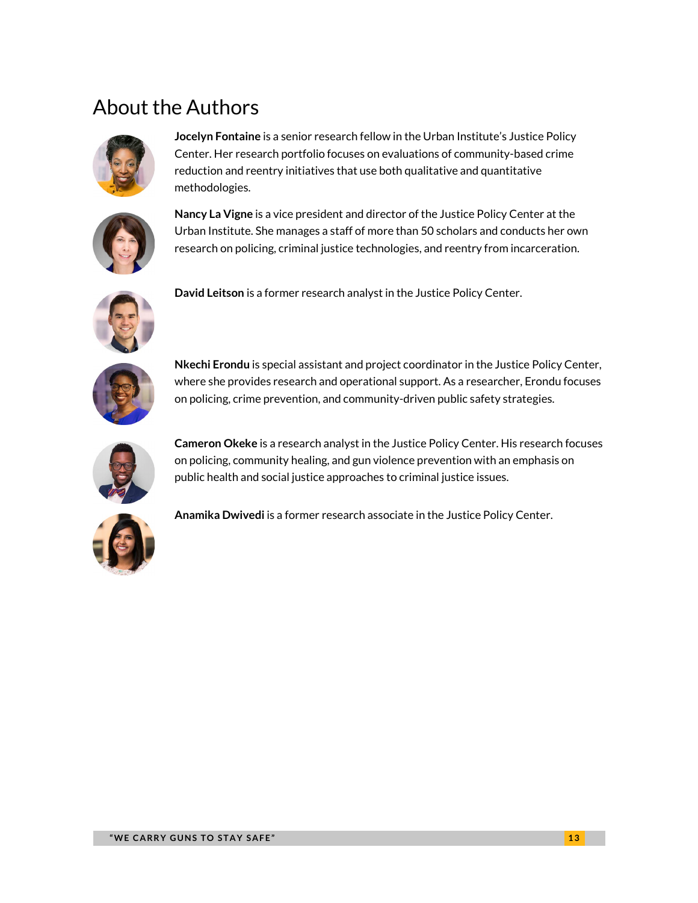# About the Authors

**Jocelyn Fontaine** is a senior research fellow in the Urban Institute's Justice Policy Center. Her research portfolio focuses on evaluations of community-based crime reduction and reentry initiatives that use both qualitative and quantitative methodologies.

**Nancy La Vigne** is a vice president and director of the Justice Policy Center at the Urban Institute. She manages a staff of more than 50 scholars and conducts her own research on policing, criminal justice technologies, and reentry from incarceration.

**David Leitson** is a former research analyst in the Justice Policy Center.

**Nkechi Erondu** is special assistant and project coordinator in the Justice Policy Center, where she provides research and operational support. As a researcher, Erondu focuses on policing, crime prevention, and community-driven public safety strategies.

**Cameron Okeke** is a research analyst in the Justice Policy Center. His research focuses on policing, community healing, and gun violence prevention with an emphasis on public health and social justice approaches to criminal justice issues.

**Anamika Dwivedi** is a former research associate in the Justice Policy Center.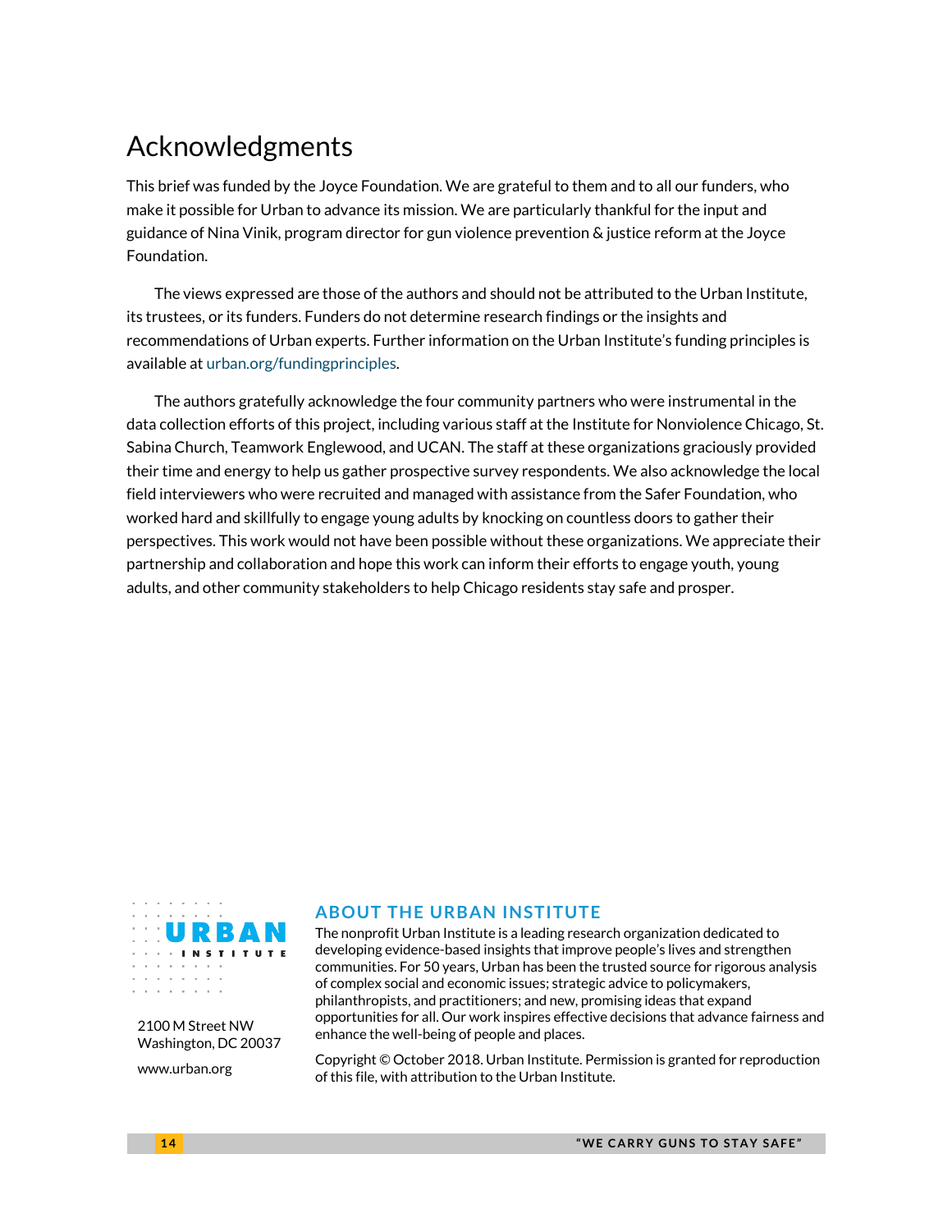# Acknowledgments

This brief was funded by the Joyce Foundation. We are grateful to them and to all our funders, who make it possible for Urban to advance its mission. We are particularly thankful for the input and guidance of Nina Vinik, program director for gun violence prevention & justice reform at the Joyce Foundation.

The views expressed are those of the authors and should not be attributed to the Urban Institute, its trustees, or its funders. Funders do not determine research findings or the insights and recommendations of Urban experts. Further information on the Urban Institute's funding principles is available at urban.org/fundingprinciples.

The authors gratefully acknowledge the four community partners who were instrumental in the data collection efforts of this project, including various staff at the Institute for Nonviolence Chicago, St. Sabina Church, Teamwork Englewood, and UCAN. The staff at these organizations graciously provided their time and energy to help us gather prospective survey respondents. We also acknowledge the local field interviewers who were recruited and managed with assistance from the Safer Foundation, who worked hard and skillfully to engage young adults by knocking on countless doors to gather their perspectives. This work would not have been possible without these organizations. We appreciate their partnership and collaboration and hope this work can inform their efforts to engage youth, young adults, and other community stakeholders to help Chicago residents stay safe and prosper.

URBAN INSTITUTE

2100 M Street NW
Washington, DC 20037

www.urban.org

## ABOUT THE URBAN INSTITUTE

The nonprofit Urban Institute is a leading research organization dedicated to developing evidence-based insights that improve people's lives and strengthen communities. For 50 years, Urban has been the trusted source for rigorous analysis of complex social and economic issues; strategic advice to policymakers, philanthropists, and practitioners; and new, promising ideas that expand opportunities for all. Our work inspires effective decisions that advance fairness and enhance the well-being of people and places.

Copyright © October 2018. Urban Institute. Permission is granted for reproduction of this file, with attribution to the Urban Institute.